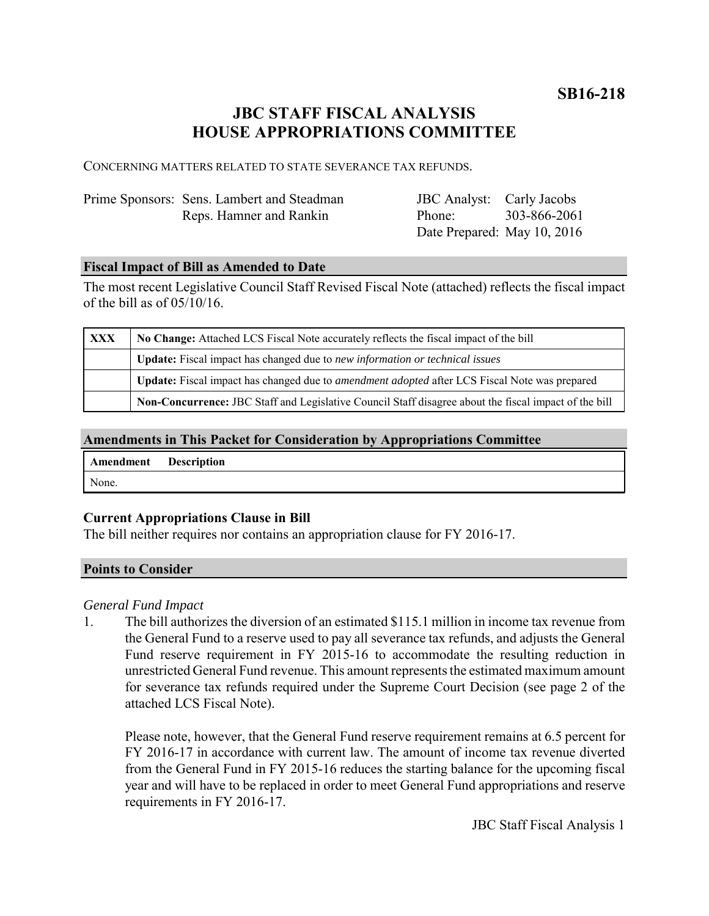**SB16-218**

# JBC STAFF FISCAL ANALYSIS
# HOUSE APPROPRIATIONS COMMITTEE

CONCERNING MATTERS RELATED TO STATE SEVERANCE TAX REFUNDS.

| | | | |
|---|---|---|---|
| Prime Sponsors: | Sens. Lambert and Steadman | JBC Analyst: | Carly Jacobs |
| | Reps. Hamner and Rankin | Phone: | 303-866-2061 |
| | | Date Prepared: | May 10, 2016 |

## Fiscal Impact of Bill as Amended to Date

The most recent Legislative Council Staff Revised Fiscal Note (attached) reflects the fiscal impact of the bill as of 05/10/16.

| | |
|---|---|
| XXX | **No Change:** Attached LCS Fiscal Note accurately reflects the fiscal impact of the bill |
| | **Update:** Fiscal impact has changed due to *new information or technical issues* |
| | **Update:** Fiscal impact has changed due to *amendment adopted* after LCS Fiscal Note was prepared |
| | **Non-Concurrence:** JBC Staff and Legislative Council Staff disagree about the fiscal impact of the bill |

## Amendments in This Packet for Consideration by Appropriations Committee

| Amendment | Description |
|---|---|
| None. | |

### Current Appropriations Clause in Bill

The bill neither requires nor contains an appropriation clause for FY 2016-17.

## Points to Consider

*General Fund Impact*

1. The bill authorizes the diversion of an estimated $115.1 million in income tax revenue from the General Fund to a reserve used to pay all severance tax refunds, and adjusts the General Fund reserve requirement in FY 2015-16 to accommodate the resulting reduction in unrestricted General Fund revenue. This amount represents the estimated maximum amount for severance tax refunds required under the Supreme Court Decision (see page 2 of the attached LCS Fiscal Note).

   Please note, however, that the General Fund reserve requirement remains at 6.5 percent for FY 2016-17 in accordance with current law. The amount of income tax revenue diverted from the General Fund in FY 2015-16 reduces the starting balance for the upcoming fiscal year and will have to be replaced in order to meet General Fund appropriations and reserve requirements in FY 2016-17.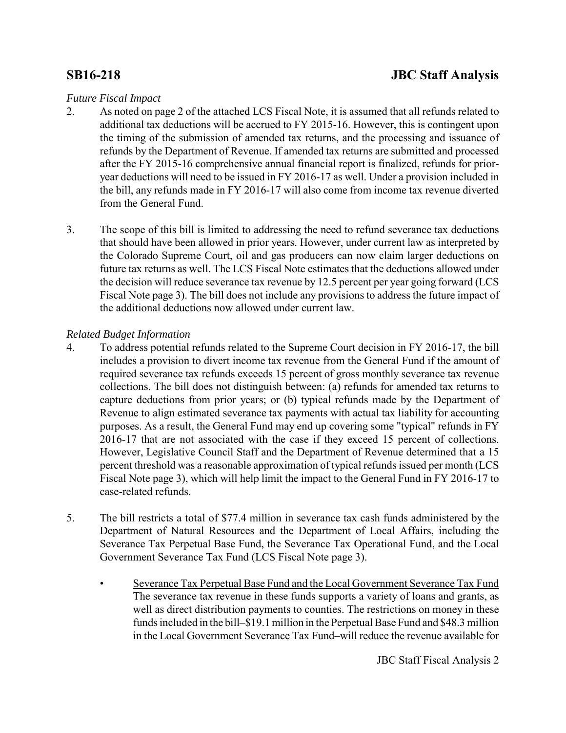*Future Fiscal Impact*

2. As noted on page 2 of the attached LCS Fiscal Note, it is assumed that all refunds related to additional tax deductions will be accrued to FY 2015-16. However, this is contingent upon the timing of the submission of amended tax returns, and the processing and issuance of refunds by the Department of Revenue. If amended tax returns are submitted and processed after the FY 2015-16 comprehensive annual financial report is finalized, refunds for prior-year deductions will need to be issued in FY 2016-17 as well. Under a provision included in the bill, any refunds made in FY 2016-17 will also come from income tax revenue diverted from the General Fund.

3. The scope of this bill is limited to addressing the need to refund severance tax deductions that should have been allowed in prior years. However, under current law as interpreted by the Colorado Supreme Court, oil and gas producers can now claim larger deductions on future tax returns as well. The LCS Fiscal Note estimates that the deductions allowed under the decision will reduce severance tax revenue by 12.5 percent per year going forward (LCS Fiscal Note page 3). The bill does not include any provisions to address the future impact of the additional deductions now allowed under current law.

*Related Budget Information*

4. To address potential refunds related to the Supreme Court decision in FY 2016-17, the bill includes a provision to divert income tax revenue from the General Fund if the amount of required severance tax refunds exceeds 15 percent of gross monthly severance tax revenue collections. The bill does not distinguish between: (a) refunds for amended tax returns to capture deductions from prior years; or (b) typical refunds made by the Department of Revenue to align estimated severance tax payments with actual tax liability for accounting purposes. As a result, the General Fund may end up covering some "typical" refunds in FY 2016-17 that are not associated with the case if they exceed 15 percent of collections. However, Legislative Council Staff and the Department of Revenue determined that a 15 percent threshold was a reasonable approximation of typical refunds issued per month (LCS Fiscal Note page 3), which will help limit the impact to the General Fund in FY 2016-17 to case-related refunds.

5. The bill restricts a total of $77.4 million in severance tax cash funds administered by the Department of Natural Resources and the Department of Local Affairs, including the Severance Tax Perpetual Base Fund, the Severance Tax Operational Fund, and the Local Government Severance Tax Fund (LCS Fiscal Note page 3).

   - Severance Tax Perpetual Base Fund and the Local Government Severance Tax Fund
     The severance tax revenue in these funds supports a variety of loans and grants, as well as direct distribution payments to counties. The restrictions on money in these funds included in the bill–$19.1 million in the Perpetual Base Fund and $48.3 million in the Local Government Severance Tax Fund–will reduce the revenue available for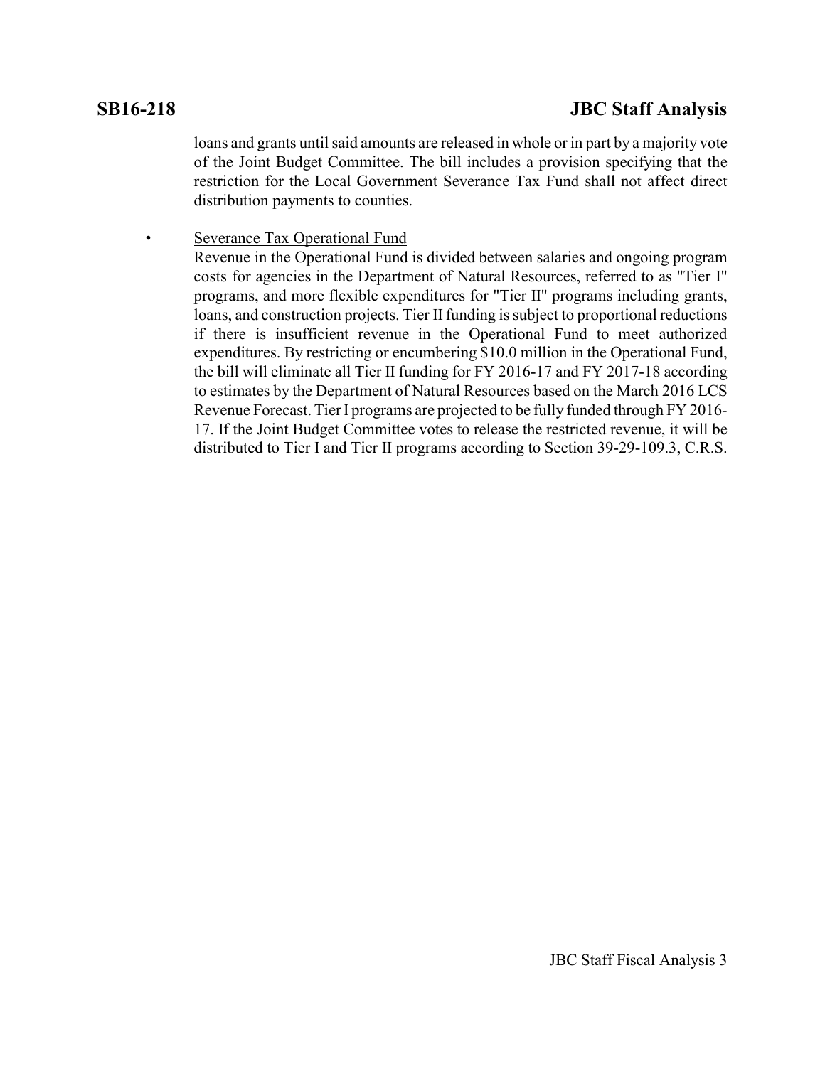loans and grants until said amounts are released in whole or in part by a majority vote of the Joint Budget Committee. The bill includes a provision specifying that the restriction for the Local Government Severance Tax Fund shall not affect direct distribution payments to counties.

- Severance Tax Operational Fund

  Revenue in the Operational Fund is divided between salaries and ongoing program costs for agencies in the Department of Natural Resources, referred to as "Tier I" programs, and more flexible expenditures for "Tier II" programs including grants, loans, and construction projects. Tier II funding is subject to proportional reductions if there is insufficient revenue in the Operational Fund to meet authorized expenditures. By restricting or encumbering $10.0 million in the Operational Fund, the bill will eliminate all Tier II funding for FY 2016-17 and FY 2017-18 according to estimates by the Department of Natural Resources based on the March 2016 LCS Revenue Forecast. Tier I programs are projected to be fully funded through FY 2016-17. If the Joint Budget Committee votes to release the restricted revenue, it will be distributed to Tier I and Tier II programs according to Section 39-29-109.3, C.R.S.